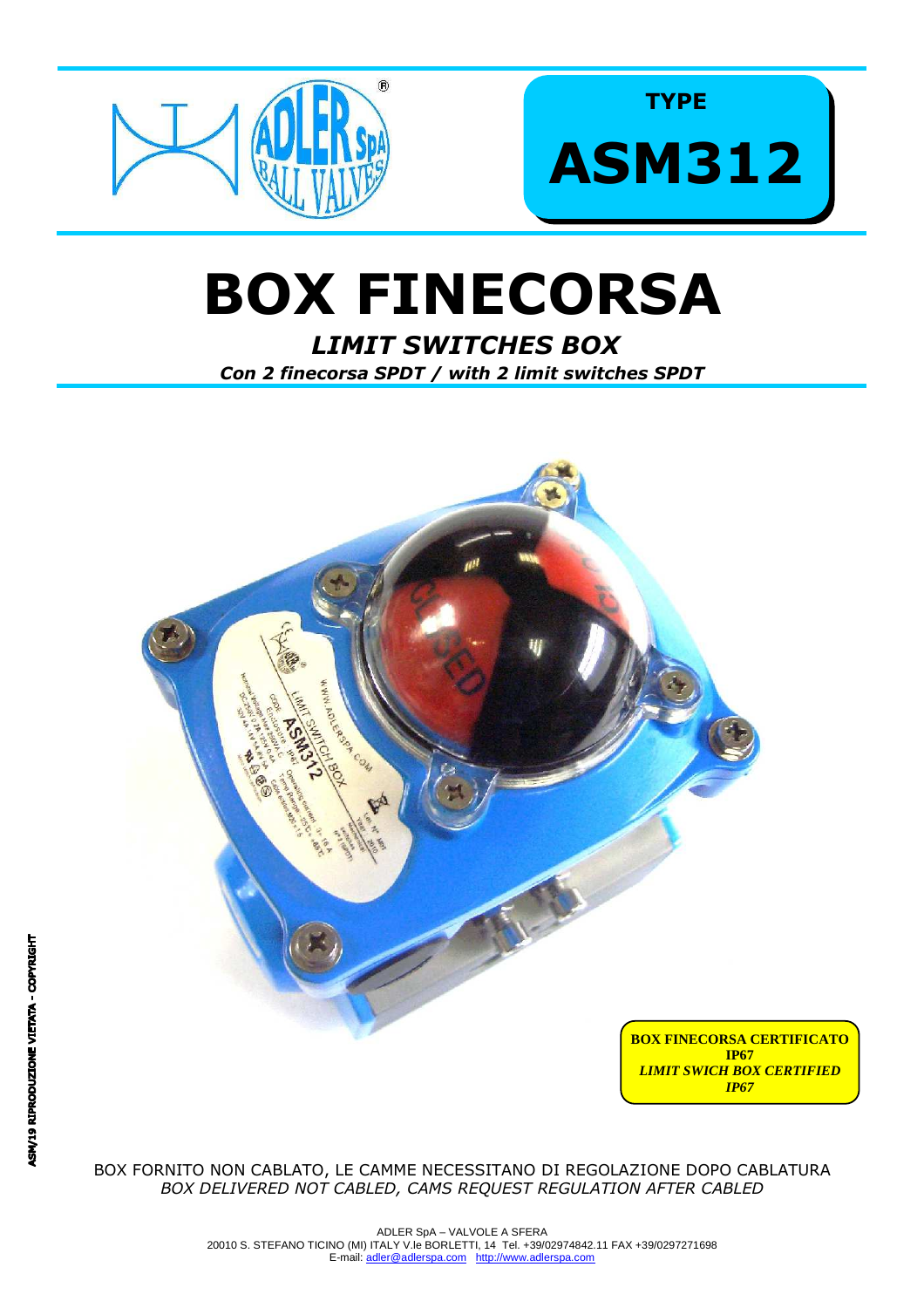TYPE

# ASM312

# BOX FINECORSA

## *LIMIT SWITCHES BOX*

***Con 2 finecorsa SPDT / with 2 limit switches SPDT***

**BOX FINECORSA CERTIFICATO IP67**
***LIMIT SWICH BOX CERTIFIED IP67***

ASM/19 RIPRODUZIONE VIETATA - COPYRIGHT

BOX FORNITO NON CABLATO, LE CAMME NECESSITANO DI REGOLAZIONE DOPO CABLATURA
*BOX DELIVERED NOT CABLED, CAMS REQUEST REGULATION AFTER CABLED*

ADLER SpA – VALVOLE A SFERA
20010 S. STEFANO TICINO (MI) ITALY V.le BORLETTI, 14 Tel. +39/02974842.11 FAX +39/0297271698
E-mail: adler@adlerspa.com http://www.adlerspa.com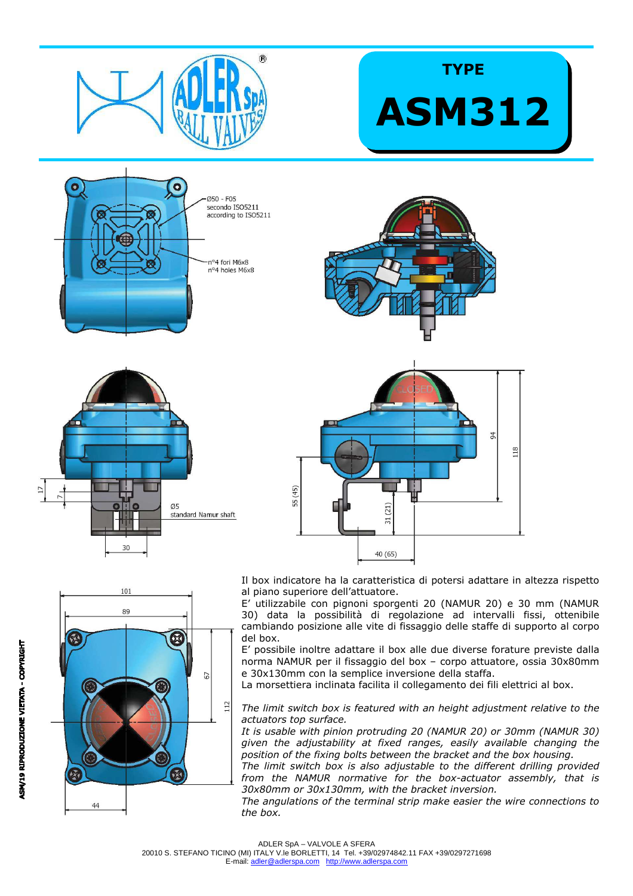# TYPE

# ASM312

Ø50 - F05
secondo ISO5211
according to ISO5211

n°4 fori M6x8
n°4 holes M6x8

Ø5
standard Namur shaft

Il box indicatore ha la caratteristica di potersi adattare in altezza rispetto al piano superiore dell'attuatore.
E' utilizzabile con pignoni sporgenti 20 (NAMUR 20) e 30 mm (NAMUR 30) data la possibilità di regolazione ad intervalli fissi, ottenibile cambiando posizione alle vite di fissaggio delle staffe di supporto al corpo del box.
E' possibile inoltre adattare il box alle due diverse forature previste dalla norma NAMUR per il fissaggio del box – corpo attuatore, ossia 30x80mm e 30x130mm con la semplice inversione della staffa.
La morsettiera inclinata facilita il collegamento dei fili elettrici al box.

*The limit switch box is featured with an height adjustment relative to the actuators top surface.*
*It is usable with pinion protruding 20 (NAMUR 20) or 30mm (NAMUR 30) given the adjustability at fixed ranges, easily available changing the position of the fixing bolts between the bracket and the box housing.*
*The limit switch box is also adjustable to the different drilling provided from the NAMUR normative for the box-actuator assembly, that is 30x80mm or 30x130mm, with the bracket inversion.*
*The angulations of the terminal strip make easier the wire connections to the box.*

ASM/19 RIPRODUZIONE VIETATA - COPYRIGHT

ADLER SpA – VALVOLE A SFERA
20010 S. STEFANO TICINO (MI) ITALY V.le BORLETTI, 14 Tel. +39/02974842.11 FAX +39/0297271698
E-mail: adler@adlerspa.com http://www.adlerspa.com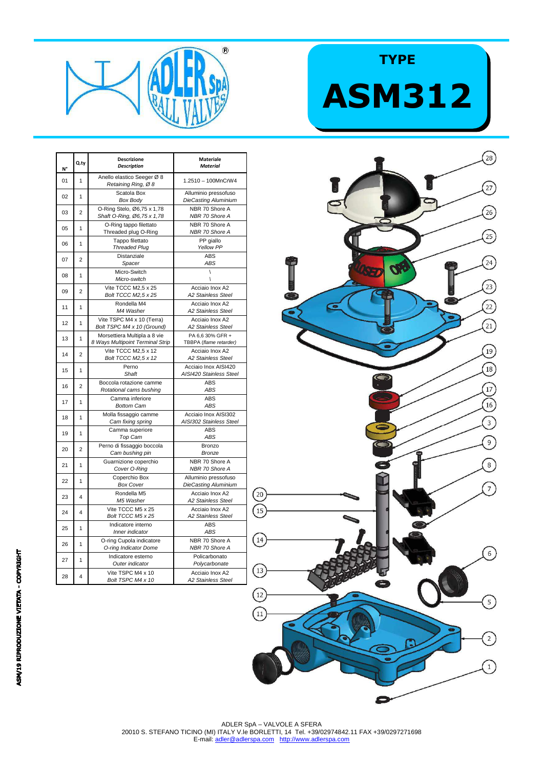# TYPE ASM312

| N° | Q.ty | Descrizione *Description* | Materiale *Material* |
|---|---|---|---|
| 01 | 1 | Anello elastico Seeger Ø 8 *Retaining Ring, Ø 8* | 1.2510 – 100MnCrW4 |
| 02 | 1 | Scatola Box *Box Body* | Alluminio pressofuso *DieCasting Aluminium* |
| 03 | 2 | O-Ring Stelo, Ø6,75 x 1,78 *Shaft O-Ring, Ø6,75 x 1,78* | NBR 70 Shore A *NBR 70 Shore A* |
| 05 | 1 | O-Ring tappo filettato *Threaded plug O-Ring* | NBR 70 Shore A *NBR 70 Shore A* |
| 06 | 1 | Tappo filettato *Threaded Plug* | PP giallo *Yellow PP* |
| 07 | 2 | Distanziale *Spacer* | ABS *ABS* |
| 08 | 1 | Micro-Switch *Micro-switch* | \ \ |
| 09 | 2 | Vite TCCC M2,5 x 25 *Bolt TCCC M2,5 x 25* | Acciaio Inox A2 *A2 Stainless Steel* |
| 11 | 1 | Rondella M4 *M4 Washer* | Acciaio Inox A2 *A2 Stainless Steel* |
| 12 | 1 | Vite TSPC M4 x 10 (Terra) *Bolt TSPC M4 x 10 (Ground)* | Acciaio Inox A2 *A2 Stainless Steel* |
| 13 | 1 | Morsettiera Multipla a 8 vie *8 Ways Multipoint Terminal Strip* | PA 6,6 30% GFR + TBBPA *(flame retarder)* |
| 14 | 2 | Vite TCCC M2,5 x 12 *Bolt TCCC M2,5 x 12* | Acciaio Inox A2 *A2 Stainless Steel* |
| 15 | 1 | Perno *Shaft* | Acciaio Inox AISI420 *AISI420 Stainless Steel* |
| 16 | 2 | Boccola rotazione camme *Rotational cams bushing* | ABS *ABS* |
| 17 | 1 | Camma inferiore *Bottom Cam* | ABS *ABS* |
| 18 | 1 | Molla fissaggio camme *Cam fixing spring* | Acciaio Inox AISI302 *AISI302 Stainless Steel* |
| 19 | 1 | Camma superiore *Top Cam* | ABS *ABS* |
| 20 | 2 | Perno di fissaggio boccola *Cam bushing pin* | Bronzo *Bronze* |
| 21 | 1 | Guarnizione coperchio *Cover O-Ring* | NBR 70 Shore A *NBR 70 Shore A* |
| 22 | 1 | Coperchio Box *Box Cover* | Alluminio pressofuso *DieCasting Aluminium* |
| 23 | 4 | Rondella M5 *M5 Washer* | Acciaio Inox A2 *A2 Stainless Steel* |
| 24 | 4 | Vite TCCC M5 x 25 *Bolt TCCC M5 x 25* | Acciaio Inox A2 *A2 Stainless Steel* |
| 25 | 1 | Indicatore interno *Inner indicator* | ABS *ABS* |
| 26 | 1 | O-ring Cupola indicatore *O-ring Indicator Dome* | NBR 70 Shore A *NBR 70 Shore A* |
| 27 | 1 | Indicatore esterno *Outer indicator* | Policarbonato *Polycarbonate* |
| 28 | 4 | Vite TSPC M4 x 10 *Bolt TSPC M4 x 10* | Acciaio Inox A2 *A2 Stainless Steel* |

ASM/19 RIPRODUZIONE VIETATA - COPYRIGHT

ADLER SpA – VALVOLE A SFERA
20010 S. STEFANO TICINO (MI) ITALY V.le BORLETTI, 14 Tel. +39/02974842.11 FAX +39/0297271698
E-mail: adler@adlerspa.com http://www.adlerspa.com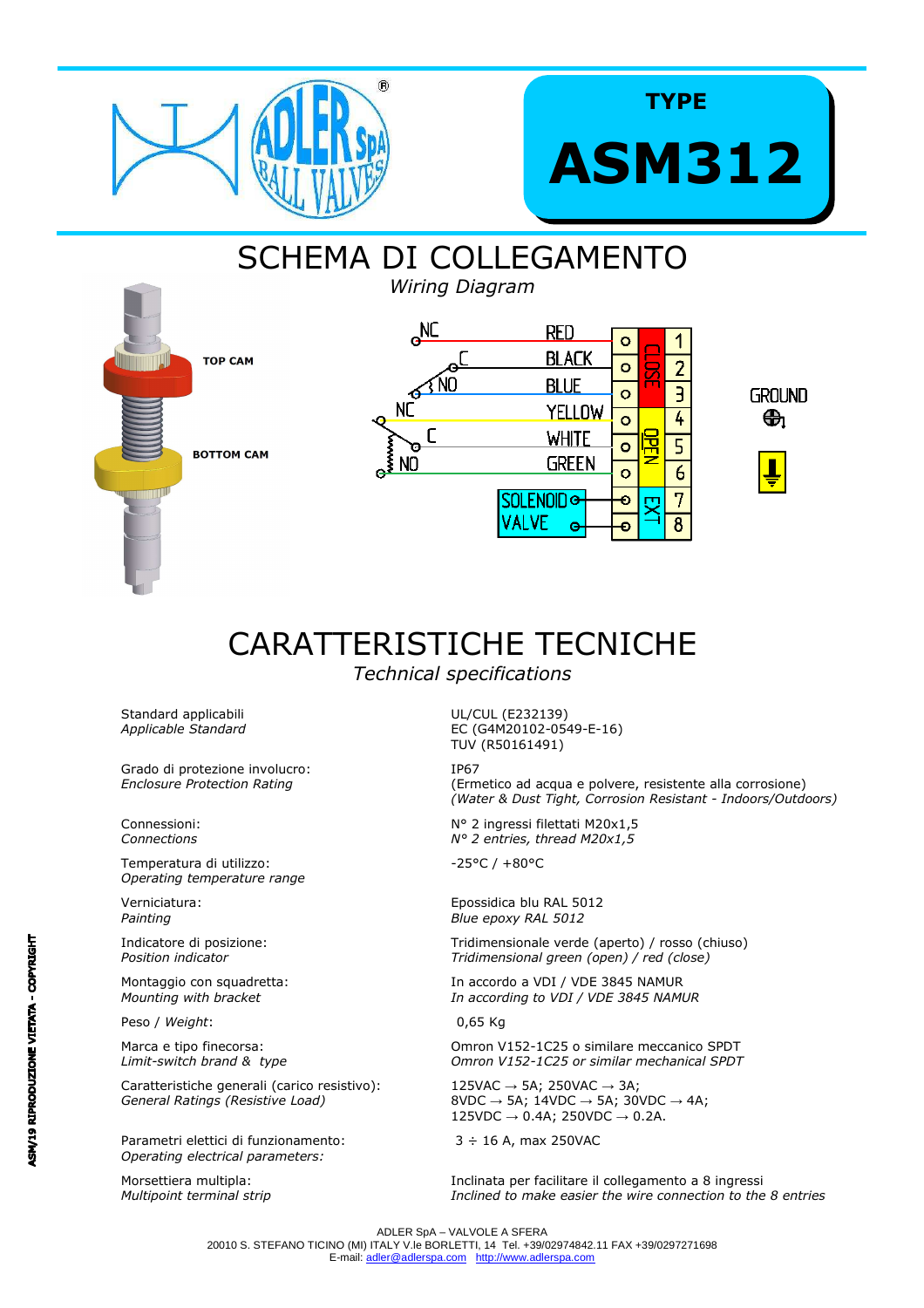# TYPE ASM312

## SCHEMA DI COLLEGAMENTO

*Wiring Diagram*

TOP CAM

BOTTOM CAM

NC
C
NO
NC
C
NO

RED
BLACK
BLUE
YELLOW
WHITE
GREEN

SOLENOID VALVE

CLOSE
OPEN
EXT

1
2
3
4
5
6
7
8

GROUND

## CARATTERISTICHE TECNICHE

*Technical specifications*

| | |
|---|---|
| Standard applicabili<br>*Applicable Standard* | UL/CUL (E232139)<br>EC (G4M20102-0549-E-16)<br>TUV (R50161491) |
| Grado di protezione involucro:<br>*Enclosure Protection Rating* | IP67<br>(Ermetico ad acqua e polvere, resistente alla corrosione)<br>*(Water & Dust Tight, Corrosion Resistant - Indoors/Outdoors)* |
| Connessioni:<br>*Connections* | N° 2 ingressi filettati M20x1,5<br>*N° 2 entries, thread M20x1,5* |
| Temperatura di utilizzo:<br>*Operating temperature range* | -25°C / +80°C |
| Verniciatura:<br>*Painting* | Epossidica blu RAL 5012<br>*Blue epoxy RAL 5012* |
| Indicatore di posizione:<br>*Position indicator* | Tridimensionale verde (aperto) / rosso (chiuso)<br>*Tridimensional green (open) / red (close)* |
| Montaggio con squadretta:<br>*Mounting with bracket* | In accordo a VDI / VDE 3845 NAMUR<br>*In according to VDI / VDE 3845 NAMUR* |
| Peso / *Weight*: | 0,65 Kg |
| Marca e tipo finecorsa:<br>*Limit-switch brand & type* | Omron V152-1C25 o similare meccanico SPDT<br>*Omron V152-1C25 or similar mechanical SPDT* |
| Caratteristiche generali (carico resistivo):<br>*General Ratings (Resistive Load)* | 125VAC → 5A; 250VAC → 3A;<br>8VDC → 5A; 14VDC → 5A; 30VDC → 4A;<br>125VDC → 0.4A; 250VDC → 0.2A. |
| Parametri elettici di funzionamento:<br>*Operating electrical parameters:* | 3 ÷ 16 A, max 250VAC |
| Morsettiera multipla:<br>*Multipoint terminal strip* | Inclinata per facilitare il collegamento a 8 ingressi<br>*Inclined to make easier the wire connection to the 8 entries* |

ASM/19 RIPRODUZIONE VIETATA - COPYRIGHT

ADLER SpA – VALVOLE A SFERA
20010 S. STEFANO TICINO (MI) ITALY V.le BORLETTI, 14 Tel. +39/02974842.11 FAX +39/0297271698
E-mail: adler@adlerspa.com http://www.adlerspa.com